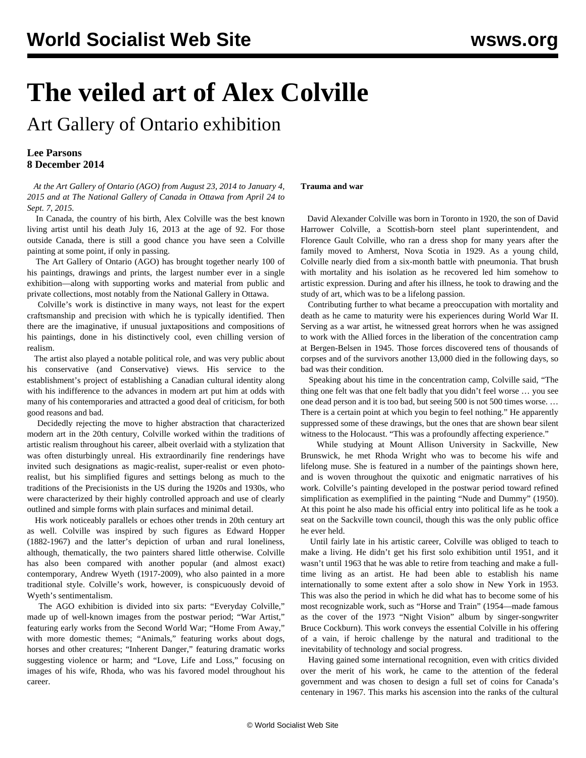# The veiled art of Alex Colville

## Art Gallery of Ontario exhibition

**Lee Parsons**
**8 December 2014**

*At the Art Gallery of Ontario (AGO) from August 23, 2014 to January 4, 2015 and at The National Gallery of Canada in Ottawa from April 24 to Sept. 7, 2015.*

In Canada, the country of his birth, Alex Colville was the best known living artist until his death July 16, 2013 at the age of 92. For those outside Canada, there is still a good chance you have seen a Colville painting at some point, if only in passing.

The Art Gallery of Ontario (AGO) has brought together nearly 100 of his paintings, drawings and prints, the largest number ever in a single exhibition—along with supporting works and material from public and private collections, most notably from the National Gallery in Ottawa.

Colville's work is distinctive in many ways, not least for the expert craftsmanship and precision with which he is typically identified. Then there are the imaginative, if unusual juxtapositions and compositions of his paintings, done in his distinctively cool, even chilling version of realism.

The artist also played a notable political role, and was very public about his conservative (and Conservative) views. His service to the establishment's project of establishing a Canadian cultural identity along with his indifference to the advances in modern art put him at odds with many of his contemporaries and attracted a good deal of criticism, for both good reasons and bad.

Decidedly rejecting the move to higher abstraction that characterized modern art in the 20th century, Colville worked within the traditions of artistic realism throughout his career, albeit overlaid with a stylization that was often disturbingly unreal. His extraordinarily fine renderings have invited such designations as magic-realist, super-realist or even photo-realist, but his simplified figures and settings belong as much to the traditions of the Precisionists in the US during the 1920s and 1930s, who were characterized by their highly controlled approach and use of clearly outlined and simple forms with plain surfaces and minimal detail.

His work noticeably parallels or echoes other trends in 20th century art as well. Colville was inspired by such figures as Edward Hopper (1882-1967) and the latter's depiction of urban and rural loneliness, although, thematically, the two painters shared little otherwise. Colville has also been compared with another popular (and almost exact) contemporary, Andrew Wyeth (1917-2009), who also painted in a more traditional style. Colville's work, however, is conspicuously devoid of Wyeth's sentimentalism.

The AGO exhibition is divided into six parts: "Everyday Colville," made up of well-known images from the postwar period; "War Artist," featuring early works from the Second World War; "Home From Away," with more domestic themes; "Animals," featuring works about dogs, horses and other creatures; "Inherent Danger," featuring dramatic works suggesting violence or harm; and "Love, Life and Loss," focusing on images of his wife, Rhoda, who was his favored model throughout his career.

**Trauma and war**

David Alexander Colville was born in Toronto in 1920, the son of David Harrower Colville, a Scottish-born steel plant superintendent, and Florence Gault Colville, who ran a dress shop for many years after the family moved to Amherst, Nova Scotia in 1929. As a young child, Colville nearly died from a six-month battle with pneumonia. That brush with mortality and his isolation as he recovered led him somehow to artistic expression. During and after his illness, he took to drawing and the study of art, which was to be a lifelong passion.

Contributing further to what became a preoccupation with mortality and death as he came to maturity were his experiences during World War II. Serving as a war artist, he witnessed great horrors when he was assigned to work with the Allied forces in the liberation of the concentration camp at Bergen-Belsen in 1945. Those forces discovered tens of thousands of corpses and of the survivors another 13,000 died in the following days, so bad was their condition.

Speaking about his time in the concentration camp, Colville said, "The thing one felt was that one felt badly that you didn't feel worse … you see one dead person and it is too bad, but seeing 500 is not 500 times worse. … There is a certain point at which you begin to feel nothing." He apparently suppressed some of these drawings, but the ones that are shown bear silent witness to the Holocaust. "This was a profoundly affecting experience."

While studying at Mount Allison University in Sackville, New Brunswick, he met Rhoda Wright who was to become his wife and lifelong muse. She is featured in a number of the paintings shown here, and is woven throughout the quixotic and enigmatic narratives of his work. Colville's painting developed in the postwar period toward refined simplification as exemplified in the painting "Nude and Dummy" (1950). At this point he also made his official entry into political life as he took a seat on the Sackville town council, though this was the only public office he ever held.

Until fairly late in his artistic career, Colville was obliged to teach to make a living. He didn't get his first solo exhibition until 1951, and it wasn't until 1963 that he was able to retire from teaching and make a full-time living as an artist. He had been able to establish his name internationally to some extent after a solo show in New York in 1953. This was also the period in which he did what has to become some of his most recognizable work, such as "Horse and Train" (1954—made famous as the cover of the 1973 "Night Vision" album by singer-songwriter Bruce Cockburn). This work conveys the essential Colville in his offering of a vain, if heroic challenge by the natural and traditional to the inevitability of technology and social progress.

Having gained some international recognition, even with critics divided over the merit of his work, he came to the attention of the federal government and was chosen to design a full set of coins for Canada's centenary in 1967. This marks his ascension into the ranks of the cultural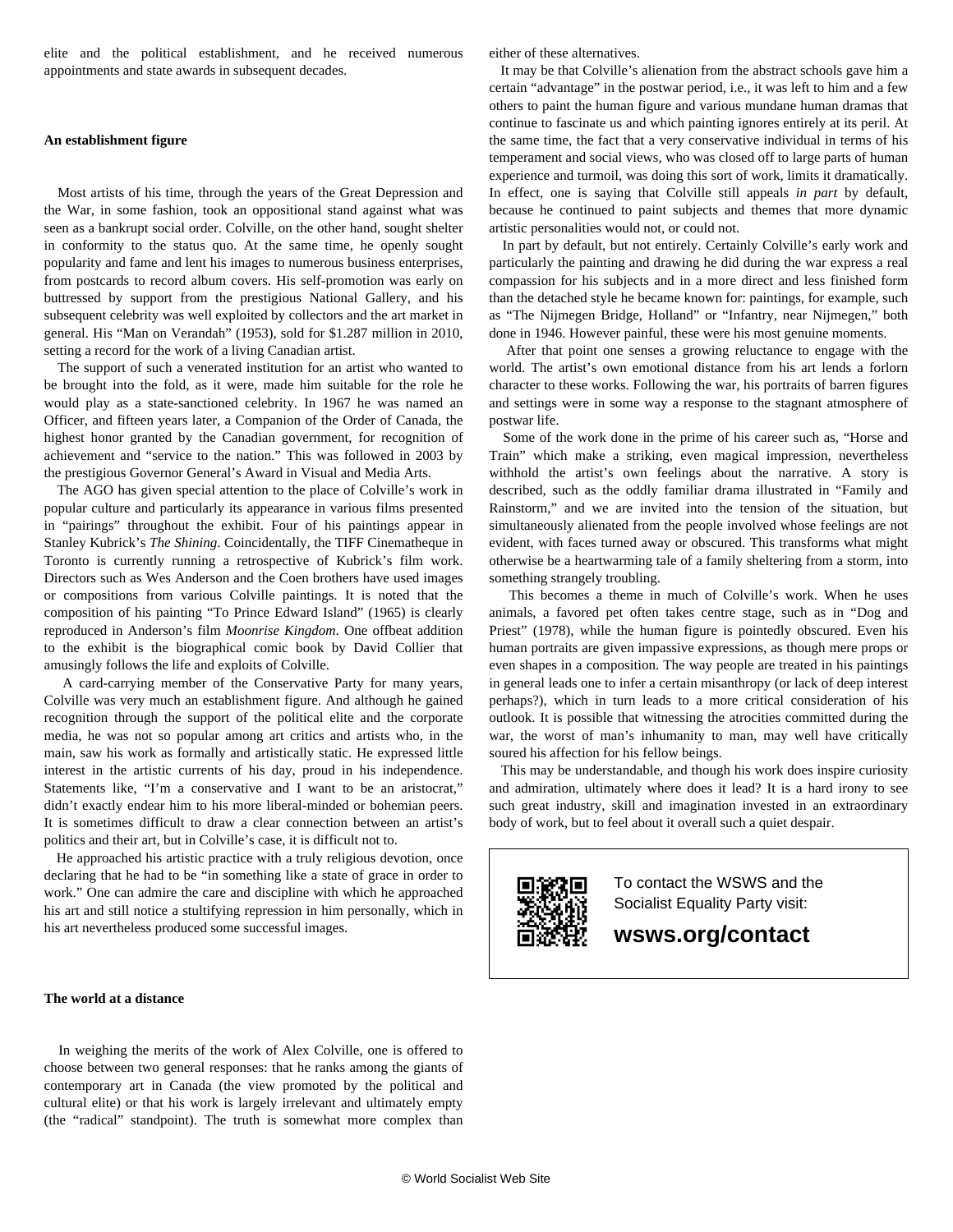elite and the political establishment, and he received numerous appointments and state awards in subsequent decades.

### An establishment figure

Most artists of his time, through the years of the Great Depression and the War, in some fashion, took an oppositional stand against what was seen as a bankrupt social order. Colville, on the other hand, sought shelter in conformity to the status quo. At the same time, he openly sought popularity and fame and lent his images to numerous business enterprises, from postcards to record album covers. His self-promotion was early on buttressed by support from the prestigious National Gallery, and his subsequent celebrity was well exploited by collectors and the art market in general. His “Man on Verandah” (1953), sold for $1.287 million in 2010, setting a record for the work of a living Canadian artist.

The support of such a venerated institution for an artist who wanted to be brought into the fold, as it were, made him suitable for the role he would play as a state-sanctioned celebrity. In 1967 he was named an Officer, and fifteen years later, a Companion of the Order of Canada, the highest honor granted by the Canadian government, for recognition of achievement and “service to the nation.” This was followed in 2003 by the prestigious Governor General’s Award in Visual and Media Arts.

The AGO has given special attention to the place of Colville’s work in popular culture and particularly its appearance in various films presented in “pairings” throughout the exhibit. Four of his paintings appear in Stanley Kubrick’s *The Shining*. Coincidentally, the TIFF Cinematheque in Toronto is currently running a retrospective of Kubrick’s film work. Directors such as Wes Anderson and the Coen brothers have used images or compositions from various Colville paintings. It is noted that the composition of his painting “To Prince Edward Island” (1965) is clearly reproduced in Anderson’s film *Moonrise Kingdom*. One offbeat addition to the exhibit is the biographical comic book by David Collier that amusingly follows the life and exploits of Colville.

A card-carrying member of the Conservative Party for many years, Colville was very much an establishment figure. And although he gained recognition through the support of the political elite and the corporate media, he was not so popular among art critics and artists who, in the main, saw his work as formally and artistically static. He expressed little interest in the artistic currents of his day, proud in his independence. Statements like, “I’m a conservative and I want to be an aristocrat,” didn’t exactly endear him to his more liberal-minded or bohemian peers. It is sometimes difficult to draw a clear connection between an artist’s politics and their art, but in Colville’s case, it is difficult not to.

He approached his artistic practice with a truly religious devotion, once declaring that he had to be “in something like a state of grace in order to work.” One can admire the care and discipline with which he approached his art and still notice a stultifying repression in him personally, which in his art nevertheless produced some successful images.

### The world at a distance

In weighing the merits of the work of Alex Colville, one is offered to choose between two general responses: that he ranks among the giants of contemporary art in Canada (the view promoted by the political and cultural elite) or that his work is largely irrelevant and ultimately empty (the “radical” standpoint). The truth is somewhat more complex than either of these alternatives.

It may be that Colville’s alienation from the abstract schools gave him a certain “advantage” in the postwar period, i.e., it was left to him and a few others to paint the human figure and various mundane human dramas that continue to fascinate us and which painting ignores entirely at its peril. At the same time, the fact that a very conservative individual in terms of his temperament and social views, who was closed off to large parts of human experience and turmoil, was doing this sort of work, limits it dramatically. In effect, one is saying that Colville still appeals *in part* by default, because he continued to paint subjects and themes that more dynamic artistic personalities would not, or could not.

In part by default, but not entirely. Certainly Colville’s early work and particularly the painting and drawing he did during the war express a real compassion for his subjects and in a more direct and less finished form than the detached style he became known for: paintings, for example, such as “The Nijmegen Bridge, Holland” or “Infantry, near Nijmegen,” both done in 1946. However painful, these were his most genuine moments.

After that point one senses a growing reluctance to engage with the world. The artist’s own emotional distance from his art lends a forlorn character to these works. Following the war, his portraits of barren figures and settings were in some way a response to the stagnant atmosphere of postwar life.

Some of the work done in the prime of his career such as, “Horse and Train” which make a striking, even magical impression, nevertheless withhold the artist’s own feelings about the narrative. A story is described, such as the oddly familiar drama illustrated in “Family and Rainstorm,” and we are invited into the tension of the situation, but simultaneously alienated from the people involved whose feelings are not evident, with faces turned away or obscured. This transforms what might otherwise be a heartwarming tale of a family sheltering from a storm, into something strangely troubling.

This becomes a theme in much of Colville’s work. When he uses animals, a favored pet often takes centre stage, such as in “Dog and Priest” (1978), while the human figure is pointedly obscured. Even his human portraits are given impassive expressions, as though mere props or even shapes in a composition. The way people are treated in his paintings in general leads one to infer a certain misanthropy (or lack of deep interest perhaps?), which in turn leads to a more critical consideration of his outlook. It is possible that witnessing the atrocities committed during the war, the worst of man’s inhumanity to man, may well have critically soured his affection for his fellow beings.

This may be understandable, and though his work does inspire curiosity and admiration, ultimately where does it lead? It is a hard irony to see such great industry, skill and imagination invested in an extraordinary body of work, but to feel about it overall such a quiet despair.

To contact the WSWS and the Socialist Equality Party visit:

**wsws.org/contact**